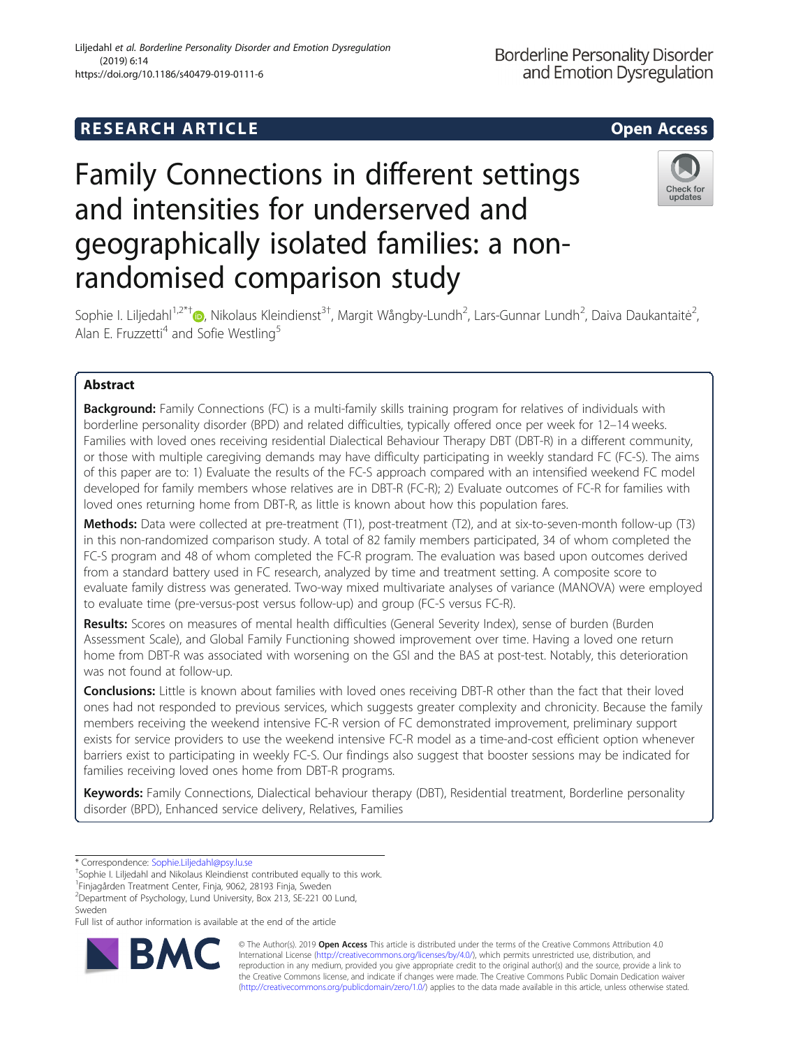RESEARCH ARTICLE

Open Access

# Family Connections in different settings and intensities for underserved and geographically isolated families: a non-randomised comparison study

Sophie I. Liljedahl[1,2*†], Nikolaus Kleindienst[3†], Margit Wångby-Lundh[2], Lars-Gunnar Lundh[2], Daiva Daukantaitė[2], Alan E. Fruzzetti[4] and Sofie Westling[5]

## Abstract

**Background:** Family Connections (FC) is a multi-family skills training program for relatives of individuals with borderline personality disorder (BPD) and related difficulties, typically offered once per week for 12–14 weeks. Families with loved ones receiving residential Dialectical Behaviour Therapy DBT (DBT-R) in a different community, or those with multiple caregiving demands may have difficulty participating in weekly standard FC (FC-S). The aims of this paper are to: 1) Evaluate the results of the FC-S approach compared with an intensified weekend FC model developed for family members whose relatives are in DBT-R (FC-R); 2) Evaluate outcomes of FC-R for families with loved ones returning home from DBT-R, as little is known about how this population fares.

**Methods:** Data were collected at pre-treatment (T1), post-treatment (T2), and at six-to-seven-month follow-up (T3) in this non-randomized comparison study. A total of 82 family members participated, 34 of whom completed the FC-S program and 48 of whom completed the FC-R program. The evaluation was based upon outcomes derived from a standard battery used in FC research, analyzed by time and treatment setting. A composite score to evaluate family distress was generated. Two-way mixed multivariate analyses of variance (MANOVA) were employed to evaluate time (pre-versus-post versus follow-up) and group (FC-S versus FC-R).

**Results:** Scores on measures of mental health difficulties (General Severity Index), sense of burden (Burden Assessment Scale), and Global Family Functioning showed improvement over time. Having a loved one return home from DBT-R was associated with worsening on the GSI and the BAS at post-test. Notably, this deterioration was not found at follow-up.

**Conclusions:** Little is known about families with loved ones receiving DBT-R other than the fact that their loved ones had not responded to previous services, which suggests greater complexity and chronicity. Because the family members receiving the weekend intensive FC-R version of FC demonstrated improvement, preliminary support exists for service providers to use the weekend intensive FC-R model as a time-and-cost efficient option whenever barriers exist to participating in weekly FC-S. Our findings also suggest that booster sessions may be indicated for families receiving loved ones home from DBT-R programs.

**Keywords:** Family Connections, Dialectical behaviour therapy (DBT), Residential treatment, Borderline personality disorder (BPD), Enhanced service delivery, Relatives, Families

---

\* Correspondence: Sophie.Liljedahl@psy.lu.se
†Sophie I. Liljedahl and Nikolaus Kleindienst contributed equally to this work.
[1]Finjagården Treatment Center, Finja, 9062, 28193 Finja, Sweden
[2]Department of Psychology, Lund University, Box 213, SE-221 00 Lund, Sweden
Full list of author information is available at the end of the article

© The Author(s). 2019 **Open Access** This article is distributed under the terms of the Creative Commons Attribution 4.0 International License (http://creativecommons.org/licenses/by/4.0/), which permits unrestricted use, distribution, and reproduction in any medium, provided you give appropriate credit to the original author(s) and the source, provide a link to the Creative Commons license, and indicate if changes were made. The Creative Commons Public Domain Dedication waiver (http://creativecommons.org/publicdomain/zero/1.0/) applies to the data made available in this article, unless otherwise stated.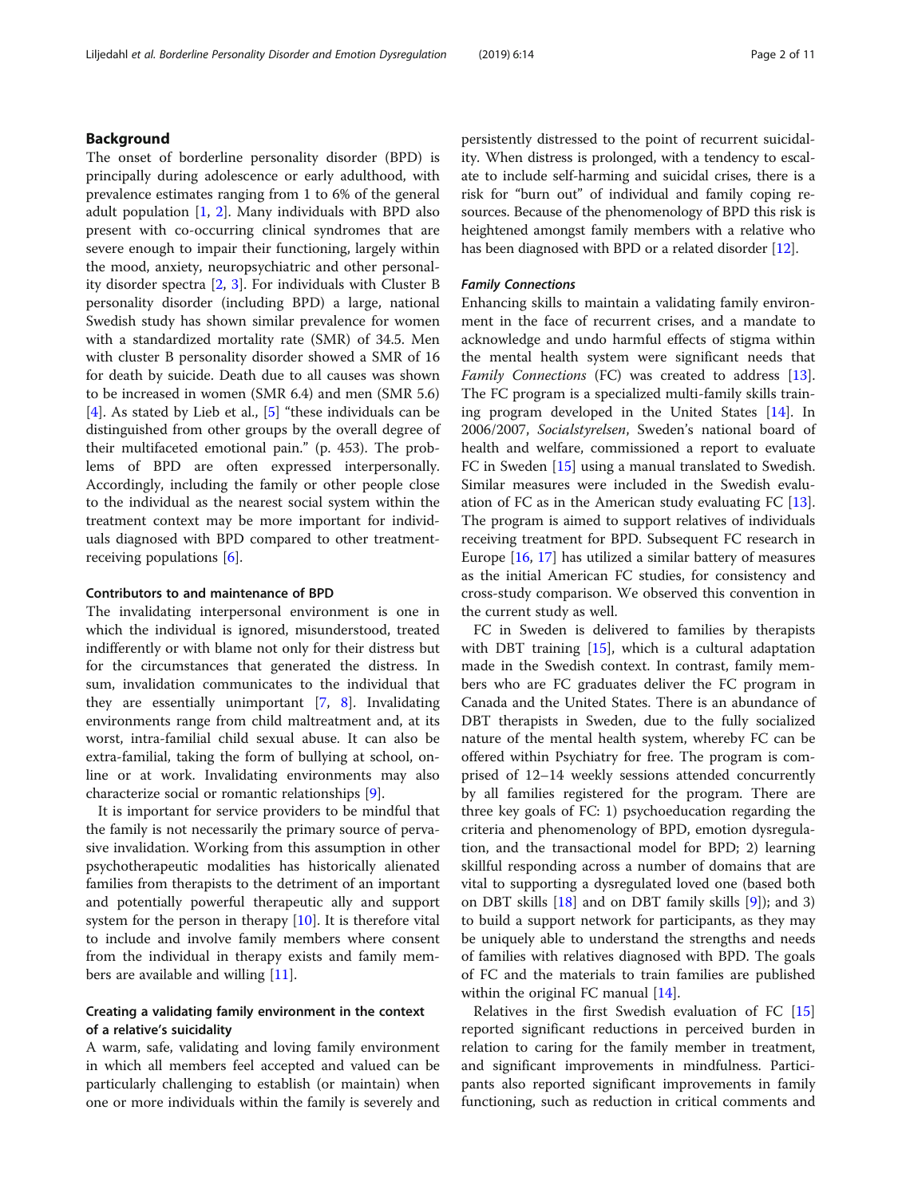## Background

The onset of borderline personality disorder (BPD) is principally during adolescence or early adulthood, with prevalence estimates ranging from 1 to 6% of the general adult population [1, 2]. Many individuals with BPD also present with co-occurring clinical syndromes that are severe enough to impair their functioning, largely within the mood, anxiety, neuropsychiatric and other personality disorder spectra [2, 3]. For individuals with Cluster B personality disorder (including BPD) a large, national Swedish study has shown similar prevalence for women with a standardized mortality rate (SMR) of 34.5. Men with cluster B personality disorder showed a SMR of 16 for death by suicide. Death due to all causes was shown to be increased in women (SMR 6.4) and men (SMR 5.6) [4]. As stated by Lieb et al., [5] "these individuals can be distinguished from other groups by the overall degree of their multifaceted emotional pain." (p. 453). The problems of BPD are often expressed interpersonally. Accordingly, including the family or other people close to the individual as the nearest social system within the treatment context may be more important for individuals diagnosed with BPD compared to other treatment-receiving populations [6].

### Contributors to and maintenance of BPD

The invalidating interpersonal environment is one in which the individual is ignored, misunderstood, treated indifferently or with blame not only for their distress but for the circumstances that generated the distress. In sum, invalidation communicates to the individual that they are essentially unimportant [7, 8]. Invalidating environments range from child maltreatment and, at its worst, intra-familial child sexual abuse. It can also be extra-familial, taking the form of bullying at school, online or at work. Invalidating environments may also characterize social or romantic relationships [9].

It is important for service providers to be mindful that the family is not necessarily the primary source of pervasive invalidation. Working from this assumption in other psychotherapeutic modalities has historically alienated families from therapists to the detriment of an important and potentially powerful therapeutic ally and support system for the person in therapy [10]. It is therefore vital to include and involve family members where consent from the individual in therapy exists and family members are available and willing [11].

### Creating a validating family environment in the context of a relative's suicidality

A warm, safe, validating and loving family environment in which all members feel accepted and valued can be particularly challenging to establish (or maintain) when one or more individuals within the family is severely and persistently distressed to the point of recurrent suicidality. When distress is prolonged, with a tendency to escalate to include self-harming and suicidal crises, there is a risk for "burn out" of individual and family coping resources. Because of the phenomenology of BPD this risk is heightened amongst family members with a relative who has been diagnosed with BPD or a related disorder [12].

#### *Family Connections*

Enhancing skills to maintain a validating family environment in the face of recurrent crises, and a mandate to acknowledge and undo harmful effects of stigma within the mental health system were significant needs that *Family Connections* (FC) was created to address [13]. The FC program is a specialized multi-family skills training program developed in the United States [14]. In 2006/2007, *Socialstyrelsen*, Sweden's national board of health and welfare, commissioned a report to evaluate FC in Sweden [15] using a manual translated to Swedish. Similar measures were included in the Swedish evaluation of FC as in the American study evaluating FC [13]. The program is aimed to support relatives of individuals receiving treatment for BPD. Subsequent FC research in Europe [16, 17] has utilized a similar battery of measures as the initial American FC studies, for consistency and cross-study comparison. We observed this convention in the current study as well.

FC in Sweden is delivered to families by therapists with DBT training [15], which is a cultural adaptation made in the Swedish context. In contrast, family members who are FC graduates deliver the FC program in Canada and the United States. There is an abundance of DBT therapists in Sweden, due to the fully socialized nature of the mental health system, whereby FC can be offered within Psychiatry for free. The program is comprised of 12–14 weekly sessions attended concurrently by all families registered for the program. There are three key goals of FC: 1) psychoeducation regarding the criteria and phenomenology of BPD, emotion dysregulation, and the transactional model for BPD; 2) learning skillful responding across a number of domains that are vital to supporting a dysregulated loved one (based both on DBT skills [18] and on DBT family skills [9]); and 3) to build a support network for participants, as they may be uniquely able to understand the strengths and needs of families with relatives diagnosed with BPD. The goals of FC and the materials to train families are published within the original FC manual [14].

Relatives in the first Swedish evaluation of FC [15] reported significant reductions in perceived burden in relation to caring for the family member in treatment, and significant improvements in mindfulness. Participants also reported significant improvements in family functioning, such as reduction in critical comments and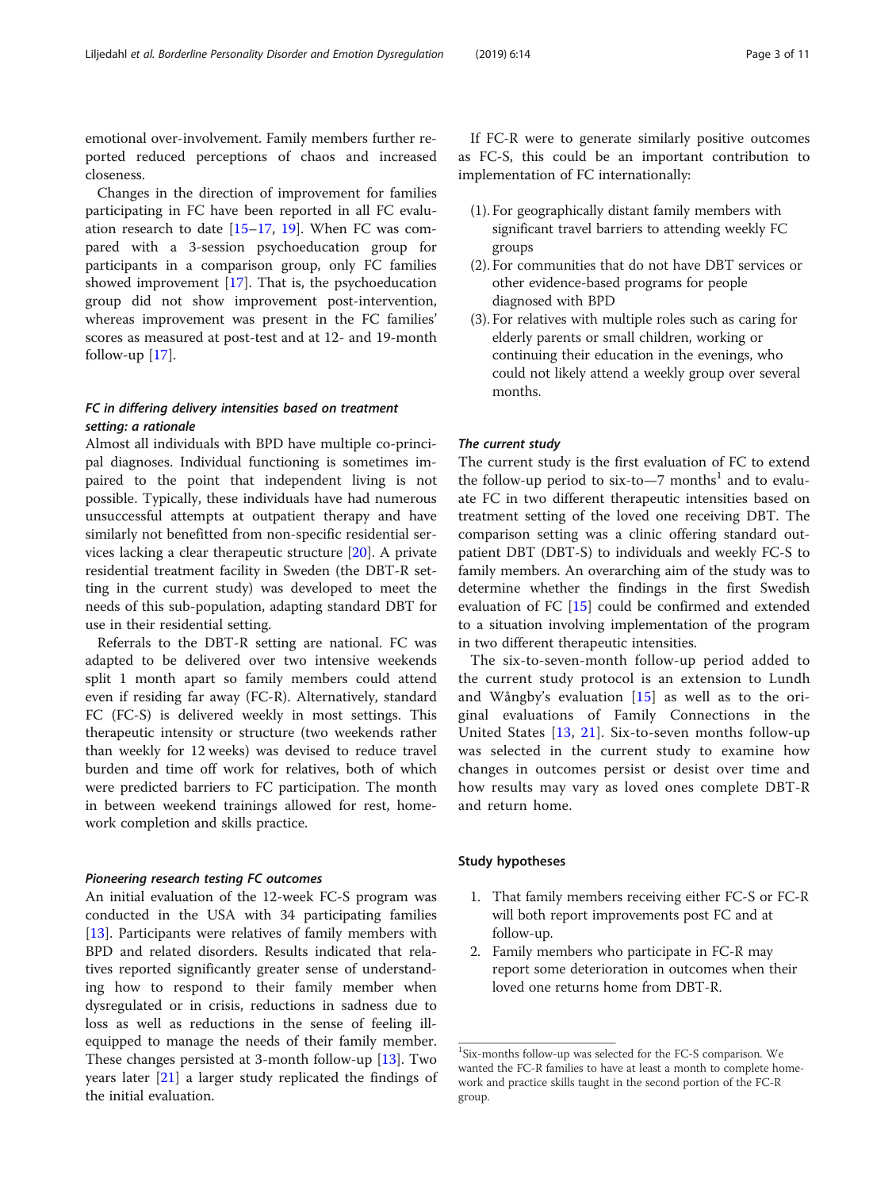emotional over-involvement. Family members further reported reduced perceptions of chaos and increased closeness.

Changes in the direction of improvement for families participating in FC have been reported in all FC evaluation research to date [15–17, 19]. When FC was compared with a 3-session psychoeducation group for participants in a comparison group, only FC families showed improvement [17]. That is, the psychoeducation group did not show improvement post-intervention, whereas improvement was present in the FC families' scores as measured at post-test and at 12- and 19-month follow-up [17].

### *FC in differing delivery intensities based on treatment setting: a rationale*

Almost all individuals with BPD have multiple co-principal diagnoses. Individual functioning is sometimes impaired to the point that independent living is not possible. Typically, these individuals have had numerous unsuccessful attempts at outpatient therapy and have similarly not benefitted from non-specific residential services lacking a clear therapeutic structure [20]. A private residential treatment facility in Sweden (the DBT-R setting in the current study) was developed to meet the needs of this sub-population, adapting standard DBT for use in their residential setting.

Referrals to the DBT-R setting are national. FC was adapted to be delivered over two intensive weekends split 1 month apart so family members could attend even if residing far away (FC-R). Alternatively, standard FC (FC-S) is delivered weekly in most settings. This therapeutic intensity or structure (two weekends rather than weekly for 12 weeks) was devised to reduce travel burden and time off work for relatives, both of which were predicted barriers to FC participation. The month in between weekend trainings allowed for rest, homework completion and skills practice.

### *Pioneering research testing FC outcomes*

An initial evaluation of the 12-week FC-S program was conducted in the USA with 34 participating families [13]. Participants were relatives of family members with BPD and related disorders. Results indicated that relatives reported significantly greater sense of understanding how to respond to their family member when dysregulated or in crisis, reductions in sadness due to loss as well as reductions in the sense of feeling ill-equipped to manage the needs of their family member. These changes persisted at 3-month follow-up [13]. Two years later [21] a larger study replicated the findings of the initial evaluation.

If FC-R were to generate similarly positive outcomes as FC-S, this could be an important contribution to implementation of FC internationally:

(1). For geographically distant family members with significant travel barriers to attending weekly FC groups
(2). For communities that do not have DBT services or other evidence-based programs for people diagnosed with BPD
(3). For relatives with multiple roles such as caring for elderly parents or small children, working or continuing their education in the evenings, who could not likely attend a weekly group over several months.

### *The current study*

The current study is the first evaluation of FC to extend the follow-up period to six-to—7 months[1] and to evaluate FC in two different therapeutic intensities based on treatment setting of the loved one receiving DBT. The comparison setting was a clinic offering standard outpatient DBT (DBT-S) to individuals and weekly FC-S to family members. An overarching aim of the study was to determine whether the findings in the first Swedish evaluation of FC [15] could be confirmed and extended to a situation involving implementation of the program in two different therapeutic intensities.

The six-to-seven-month follow-up period added to the current study protocol is an extension to Lundh and Wångby's evaluation [15] as well as to the original evaluations of Family Connections in the United States [13, 21]. Six-to-seven months follow-up was selected in the current study to examine how changes in outcomes persist or desist over time and how results may vary as loved ones complete DBT-R and return home.

### Study hypotheses

1. That family members receiving either FC-S or FC-R will both report improvements post FC and at follow-up.
2. Family members who participate in FC-R may report some deterioration in outcomes when their loved one returns home from DBT-R.

---

[1] Six-months follow-up was selected for the FC-S comparison. We wanted the FC-R families to have at least a month to complete homework and practice skills taught in the second portion of the FC-R group.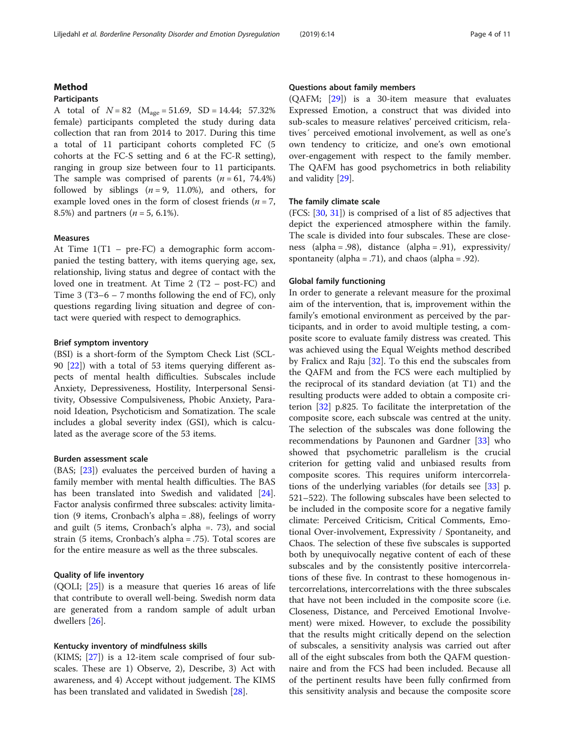## Method

### Participants

A total of $N = 82$ ($M_{age} = 51.69$, SD = 14.44; 57.32% female) participants completed the study during data collection that ran from 2014 to 2017. During this time a total of 11 participant cohorts completed FC (5 cohorts at the FC-S setting and 6 at the FC-R setting), ranging in group size between four to 11 participants. The sample was comprised of parents ($n = 61$, 74.4%) followed by siblings ($n = 9$, 11.0%), and others, for example loved ones in the form of closest friends ($n = 7$, 8.5%) and partners ($n = 5$, 6.1%).

### Measures

At Time 1(T1 – pre-FC) a demographic form accompanied the testing battery, with items querying age, sex, relationship, living status and degree of contact with the loved one in treatment. At Time 2 (T2 – post-FC) and Time 3 (T3–6 – 7 months following the end of FC), only questions regarding living situation and degree of contact were queried with respect to demographics.

#### Brief symptom inventory

(BSI) is a short-form of the Symptom Check List (SCL-90 [22]) with a total of 53 items querying different aspects of mental health difficulties. Subscales include Anxiety, Depressiveness, Hostility, Interpersonal Sensitivity, Obsessive Compulsiveness, Phobic Anxiety, Paranoid Ideation, Psychoticism and Somatization. The scale includes a global severity index (GSI), which is calculated as the average score of the 53 items.

#### Burden assessment scale

(BAS; [23]) evaluates the perceived burden of having a family member with mental health difficulties. The BAS has been translated into Swedish and validated [24]. Factor analysis confirmed three subscales: activity limitation (9 items, Cronbach's alpha = .88), feelings of worry and guilt (5 items, Cronbach's alpha =. 73), and social strain (5 items, Cronbach's alpha = .75). Total scores are for the entire measure as well as the three subscales.

#### Quality of life inventory

(QOLI; [25]) is a measure that queries 16 areas of life that contribute to overall well-being. Swedish norm data are generated from a random sample of adult urban dwellers [26].

#### Kentucky inventory of mindfulness skills

(KIMS; [27]) is a 12-item scale comprised of four subscales. These are 1) Observe, 2), Describe, 3) Act with awareness, and 4) Accept without judgement. The KIMS has been translated and validated in Swedish [28].

#### Questions about family members

(QAFM; [29]) is a 30-item measure that evaluates Expressed Emotion, a construct that was divided into sub-scales to measure relatives' perceived criticism, relatives´ perceived emotional involvement, as well as one's own tendency to criticize, and one's own emotional over-engagement with respect to the family member. The QAFM has good psychometrics in both reliability and validity [29].

#### The family climate scale

(FCS: [30, 31]) is comprised of a list of 85 adjectives that depict the experienced atmosphere within the family. The scale is divided into four subscales. These are closeness (alpha = .98), distance (alpha = .91), expressivity/spontaneity (alpha = .71), and chaos (alpha = .92).

#### Global family functioning

In order to generate a relevant measure for the proximal aim of the intervention, that is, improvement within the family's emotional environment as perceived by the participants, and in order to avoid multiple testing, a composite score to evaluate family distress was created. This was achieved using the Equal Weights method described by Fralicx and Raju [32]. To this end the subscales from the QAFM and from the FCS were each multiplied by the reciprocal of its standard deviation (at T1) and the resulting products were added to obtain a composite criterion [32] p.825. To facilitate the interpretation of the composite score, each subscale was centred at the unity. The selection of the subscales was done following the recommendations by Paunonen and Gardner [33] who showed that psychometric parallelism is the crucial criterion for getting valid and unbiased results from composite scores. This requires uniform intercorrelations of the underlying variables (for details see [33] p. 521–522). The following subscales have been selected to be included in the composite score for a negative family climate: Perceived Criticism, Critical Comments, Emotional Over-involvement, Expressivity / Spontaneity, and Chaos. The selection of these five subscales is supported both by unequivocally negative content of each of these subscales and by the consistently positive intercorrelations of these five. In contrast to these homogenous intercorrelations, intercorrelations with the three subscales that have not been included in the composite score (i.e. Closeness, Distance, and Perceived Emotional Involvement) were mixed. However, to exclude the possibility that the results might critically depend on the selection of subscales, a sensitivity analysis was carried out after all of the eight subscales from both the QAFM questionnaire and from the FCS had been included. Because all of the pertinent results have been fully confirmed from this sensitivity analysis and because the composite score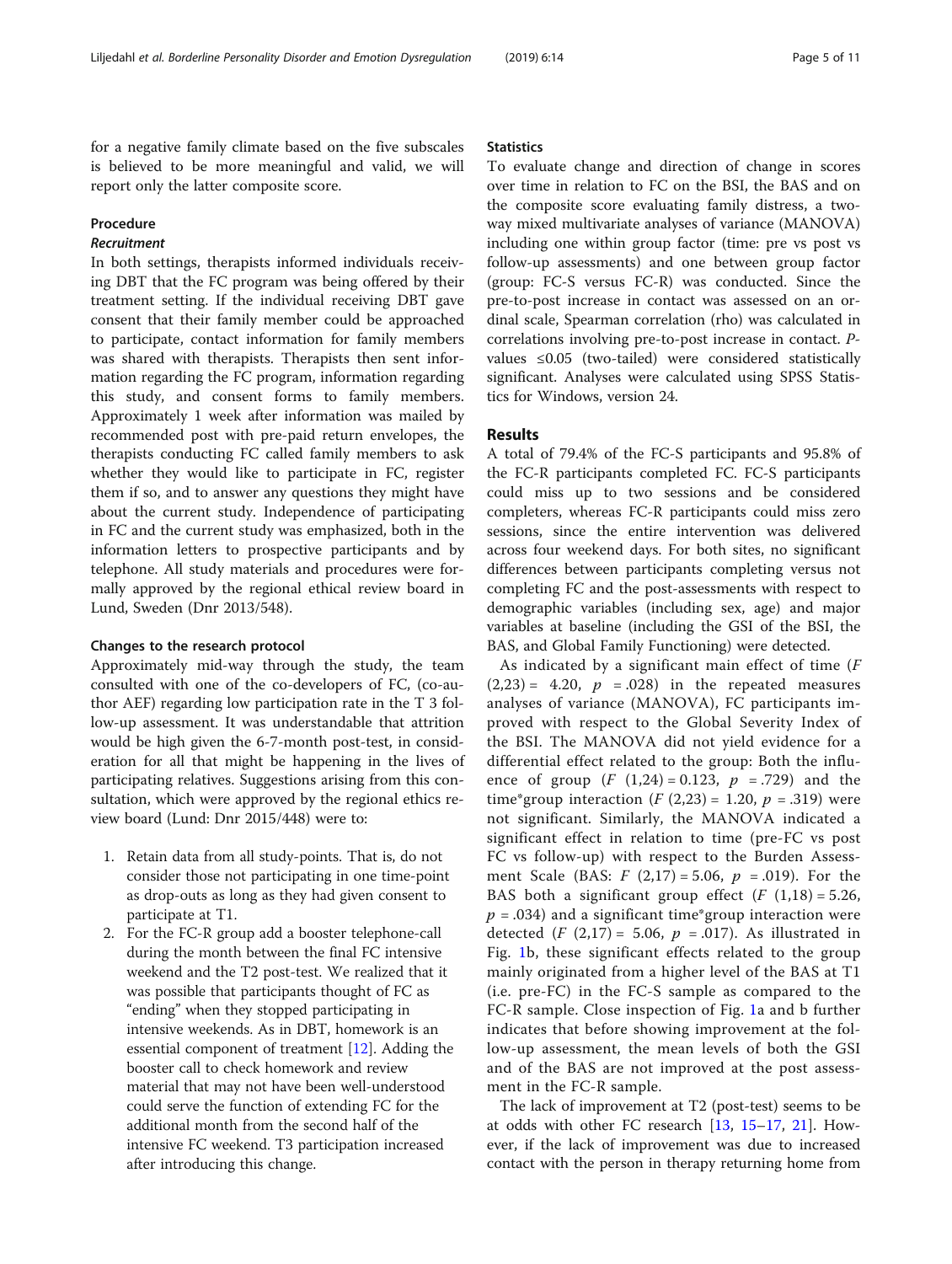for a negative family climate based on the five subscales is believed to be more meaningful and valid, we will report only the latter composite score.

### Procedure

#### *Recruitment*

In both settings, therapists informed individuals receiving DBT that the FC program was being offered by their treatment setting. If the individual receiving DBT gave consent that their family member could be approached to participate, contact information for family members was shared with therapists. Therapists then sent information regarding the FC program, information regarding this study, and consent forms to family members. Approximately 1 week after information was mailed by recommended post with pre-paid return envelopes, the therapists conducting FC called family members to ask whether they would like to participate in FC, register them if so, and to answer any questions they might have about the current study. Independence of participating in FC and the current study was emphasized, both in the information letters to prospective participants and by telephone. All study materials and procedures were formally approved by the regional ethical review board in Lund, Sweden (Dnr 2013/548).

### Changes to the research protocol

Approximately mid-way through the study, the team consulted with one of the co-developers of FC, (co-author AEF) regarding low participation rate in the T 3 follow-up assessment. It was understandable that attrition would be high given the 6-7-month post-test, in consideration for all that might be happening in the lives of participating relatives. Suggestions arising from this consultation, which were approved by the regional ethics review board (Lund: Dnr 2015/448) were to:

1. Retain data from all study-points. That is, do not consider those not participating in one time-point as drop-outs as long as they had given consent to participate at T1.
2. For the FC-R group add a booster telephone-call during the month between the final FC intensive weekend and the T2 post-test. We realized that it was possible that participants thought of FC as "ending" when they stopped participating in intensive weekends. As in DBT, homework is an essential component of treatment [12]. Adding the booster call to check homework and review material that may not have been well-understood could serve the function of extending FC for the additional month from the second half of the intensive FC weekend. T3 participation increased after introducing this change.

### Statistics

To evaluate change and direction of change in scores over time in relation to FC on the BSI, the BAS and on the composite score evaluating family distress, a two-way mixed multivariate analyses of variance (MANOVA) including one within group factor (time: pre vs post vs follow-up assessments) and one between group factor (group: FC-S versus FC-R) was conducted. Since the pre-to-post increase in contact was assessed on an ordinal scale, Spearman correlation (rho) was calculated in correlations involving pre-to-post increase in contact. *P*-values $\leq 0.05$ (two-tailed) were considered statistically significant. Analyses were calculated using SPSS Statistics for Windows, version 24.

## Results

A total of 79.4% of the FC-S participants and 95.8% of the FC-R participants completed FC. FC-S participants could miss up to two sessions and be considered completers, whereas FC-R participants could miss zero sessions, since the entire intervention was delivered across four weekend days. For both sites, no significant differences between participants completing versus not completing FC and the post-assessments with respect to demographic variables (including sex, age) and major variables at baseline (including the GSI of the BSI, the BAS, and Global Family Functioning) were detected.

As indicated by a significant main effect of time ($F(2,23) = 4.20$, $p = .028$) in the repeated measures analyses of variance (MANOVA), FC participants improved with respect to the Global Severity Index of the BSI. The MANOVA did not yield evidence for a differential effect related to the group: Both the influence of group ($F(1,24) = 0.123$, $p = .729$) and the time*group interaction ($F(2,23) = 1.20$, $p = .319$) were not significant. Similarly, the MANOVA indicated a significant effect in relation to time (pre-FC vs post FC vs follow-up) with respect to the Burden Assessment Scale (BAS: $F(2,17) = 5.06$, $p = .019$). For the BAS both a significant group effect ($F(1,18) = 5.26$, $p = .034$) and a significant time*group interaction were detected ($F(2,17) = 5.06$, $p = .017$). As illustrated in Fig. 1b, these significant effects related to the group mainly originated from a higher level of the BAS at T1 (i.e. pre-FC) in the FC-S sample as compared to the FC-R sample. Close inspection of Fig. 1a and b further indicates that before showing improvement at the follow-up assessment, the mean levels of both the GSI and of the BAS are not improved at the post assessment in the FC-R sample.

The lack of improvement at T2 (post-test) seems to be at odds with other FC research [13, 15–17, 21]. However, if the lack of improvement was due to increased contact with the person in therapy returning home from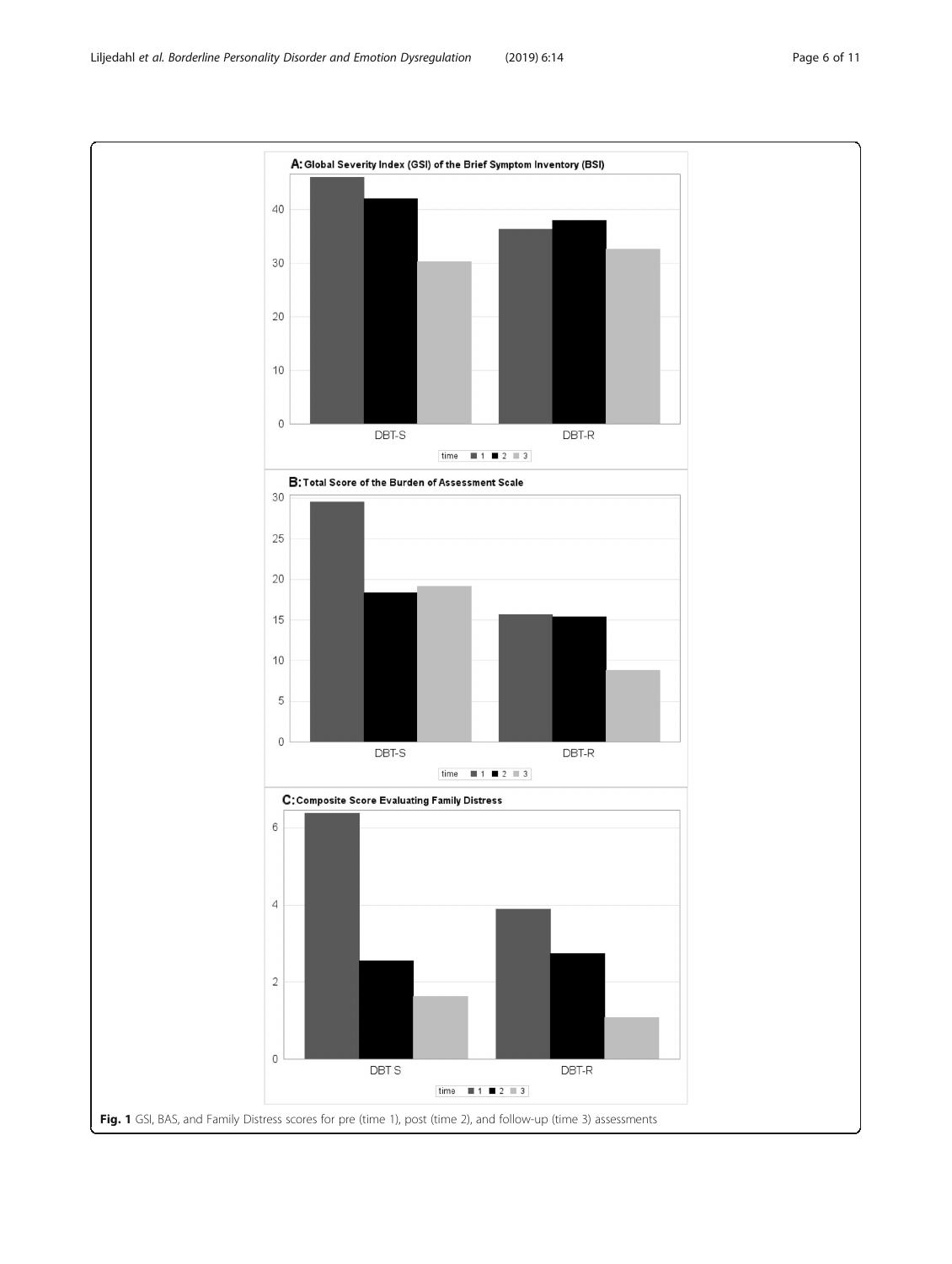**A:** Global Severity Index (GSI) of the Brief Symptom Inventory (BSI)

**B:** Total Score of the Burden of Assessment Scale

**C:** Composite Score Evaluating Family Distress

**Fig. 1** GSI, BAS, and Family Distress scores for pre (time 1), post (time 2), and follow-up (time 3) assessments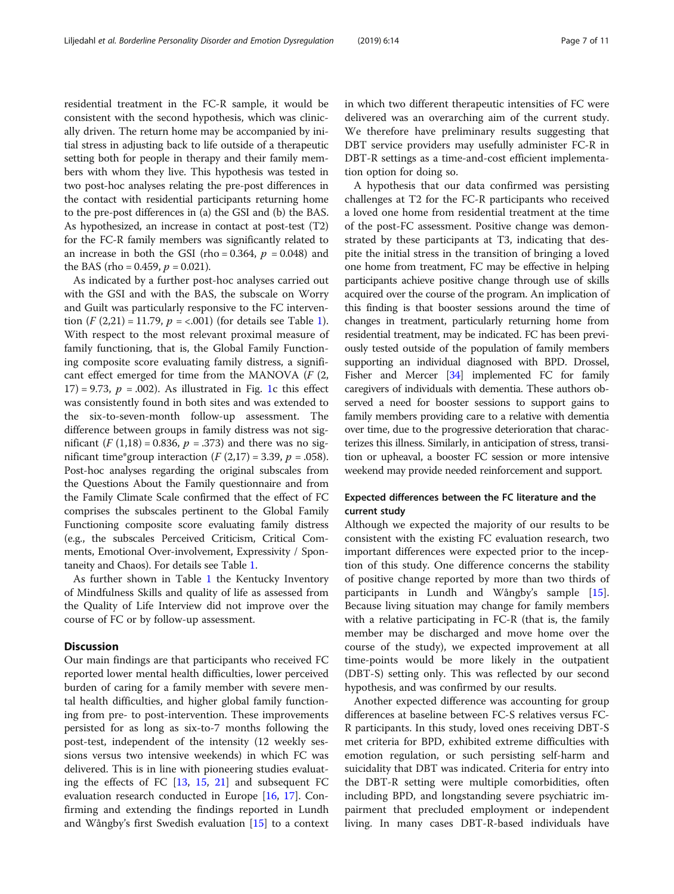residential treatment in the FC-R sample, it would be consistent with the second hypothesis, which was clinically driven. The return home may be accompanied by initial stress in adjusting back to life outside of a therapeutic setting both for people in therapy and their family members with whom they live. This hypothesis was tested in two post-hoc analyses relating the pre-post differences in the contact with residential participants returning home to the pre-post differences in (a) the GSI and (b) the BAS. As hypothesized, an increase in contact at post-test (T2) for the FC-R family members was significantly related to an increase in both the GSI (rho = 0.364, $p$ = 0.048) and the BAS (rho = 0.459, $p$ = 0.021).

As indicated by a further post-hoc analyses carried out with the GSI and with the BAS, the subscale on Worry and Guilt was particularly responsive to the FC intervention ($F$ (2,21) = 11.79, $p$ = <.001) (for details see Table 1). With respect to the most relevant proximal measure of family functioning, that is, the Global Family Functioning composite score evaluating family distress, a significant effect emerged for time from the MANOVA ($F$ (2, 17) = 9.73, $p$ = .002). As illustrated in Fig. 1c this effect was consistently found in both sites and was extended to the six-to-seven-month follow-up assessment. The difference between groups in family distress was not significant ($F$ (1,18) = 0.836, $p$ = .373) and there was no significant time*group interaction ($F$ (2,17) = 3.39, $p$ = .058). Post-hoc analyses regarding the original subscales from the Questions About the Family questionnaire and from the Family Climate Scale confirmed that the effect of FC comprises the subscales pertinent to the Global Family Functioning composite score evaluating family distress (e.g., the subscales Perceived Criticism, Critical Comments, Emotional Over-involvement, Expressivity / Spontaneity and Chaos). For details see Table 1.

As further shown in Table 1 the Kentucky Inventory of Mindfulness Skills and quality of life as assessed from the Quality of Life Interview did not improve over the course of FC or by follow-up assessment.

## Discussion

Our main findings are that participants who received FC reported lower mental health difficulties, lower perceived burden of caring for a family member with severe mental health difficulties, and higher global family functioning from pre- to post-intervention. These improvements persisted for as long as six-to-7 months following the post-test, independent of the intensity (12 weekly sessions versus two intensive weekends) in which FC was delivered. This is in line with pioneering studies evaluating the effects of FC [13, 15, 21] and subsequent FC evaluation research conducted in Europe [16, 17]. Confirming and extending the findings reported in Lundh and Wångby's first Swedish evaluation [15] to a context in which two different therapeutic intensities of FC were delivered was an overarching aim of the current study. We therefore have preliminary results suggesting that DBT service providers may usefully administer FC-R in DBT-R settings as a time-and-cost efficient implementation option for doing so.

A hypothesis that our data confirmed was persisting challenges at T2 for the FC-R participants who received a loved one home from residential treatment at the time of the post-FC assessment. Positive change was demonstrated by these participants at T3, indicating that despite the initial stress in the transition of bringing a loved one home from treatment, FC may be effective in helping participants achieve positive change through use of skills acquired over the course of the program. An implication of this finding is that booster sessions around the time of changes in treatment, particularly returning home from residential treatment, may be indicated. FC has been previously tested outside of the population of family members supporting an individual diagnosed with BPD. Drossel, Fisher and Mercer [34] implemented FC for family caregivers of individuals with dementia. These authors observed a need for booster sessions to support gains to family members providing care to a relative with dementia over time, due to the progressive deterioration that characterizes this illness. Similarly, in anticipation of stress, transition or upheaval, a booster FC session or more intensive weekend may provide needed reinforcement and support.

### Expected differences between the FC literature and the current study

Although we expected the majority of our results to be consistent with the existing FC evaluation research, two important differences were expected prior to the inception of this study. One difference concerns the stability of positive change reported by more than two thirds of participants in Lundh and Wångby's sample [15]. Because living situation may change for family members with a relative participating in FC-R (that is, the family member may be discharged and move home over the course of the study), we expected improvement at all time-points would be more likely in the outpatient (DBT-S) setting only. This was reflected by our second hypothesis, and was confirmed by our results.

Another expected difference was accounting for group differences at baseline between FC-S relatives versus FC-R participants. In this study, loved ones receiving DBT-S met criteria for BPD, exhibited extreme difficulties with emotion regulation, or such persisting self-harm and suicidality that DBT was indicated. Criteria for entry into the DBT-R setting were multiple comorbidities, often including BPD, and longstanding severe psychiatric impairment that precluded employment or independent living. In many cases DBT-R-based individuals have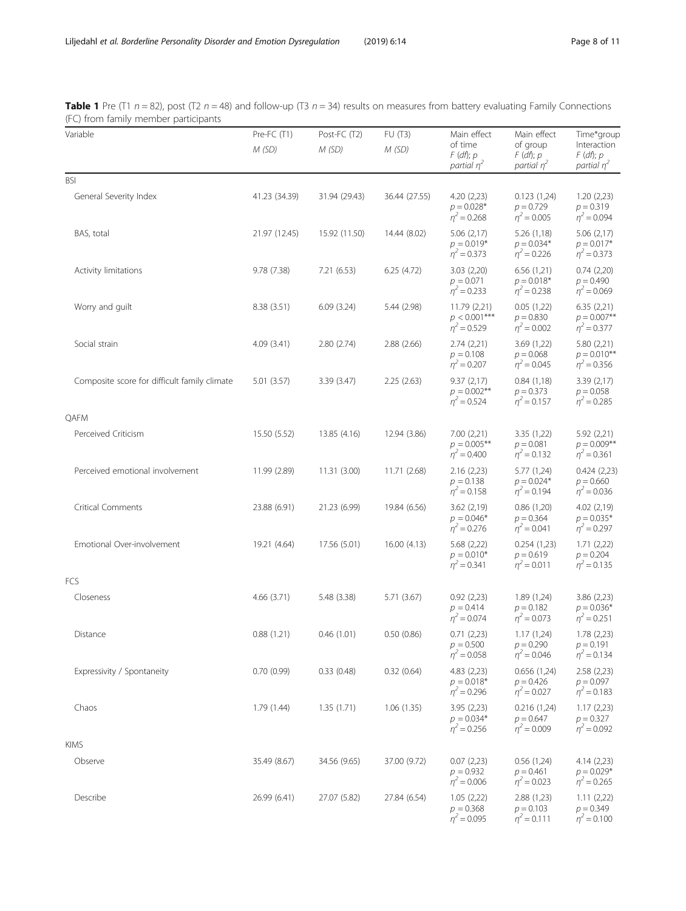**Table 1** Pre (T1 $n = 82$), post (T2 $n = 48$) and follow-up (T3 $n = 34$) results on measures from battery evaluating Family Connections (FC) from family member participants

| Variable | Pre-FC (T1) $M$ ($SD$) | Post-FC (T2) $M$ ($SD$) | FU (T3) $M$ ($SD$) | Main effect of time $F$ ($df$); $p$ partial $\eta^2$ | Main effect of group $F$ ($df$); $p$ partial $\eta^2$ | Time*group Interaction $F$ ($df$); $p$ partial $\eta^2$ |
|---|---|---|---|---|---|---|
| BSI | | | | | | |
| General Severity Index | 41.23 (34.39) | 31.94 (29.43) | 36.44 (27.55) | 4.20 (2,23) $p = 0.028$* $\eta^2 = 0.268$ | 0.123 (1,24) $p = 0.729$ $\eta^2 = 0.005$ | 1.20 (2,23) $p = 0.319$ $\eta^2 = 0.094$ |
| BAS, total | 21.97 (12.45) | 15.92 (11.50) | 14.44 (8.02) | 5.06 (2,17) $p = 0.019$* $\eta^2 = 0.373$ | 5.26 (1,18) $p = 0.034$* $\eta^2 = 0.226$ | 5.06 (2,17) $p = 0.017$* $\eta^2 = 0.373$ |
| Activity limitations | 9.78 (7.38) | 7.21 (6.53) | 6.25 (4.72) | 3.03 (2,20) $p = 0.071$ $\eta^2 = 0.233$ | 6.56 (1,21) $p = 0.018$* $\eta^2 = 0.238$ | 0.74 (2,20) $p = 0.490$ $\eta^2 = 0.069$ |
| Worry and guilt | 8.38 (3.51) | 6.09 (3.24) | 5.44 (2.98) | 11.79 (2,21) $p < 0.001$*** $\eta^2 = 0.529$ | 0.05 (1,22) $p = 0.830$ $\eta^2 = 0.002$ | 6.35 (2,21) $p = 0.007$** $\eta^2 = 0.377$ |
| Social strain | 4.09 (3.41) | 2.80 (2.74) | 2.88 (2.66) | 2.74 (2,21) $p = 0.108$ $\eta^2 = 0.207$ | 3.69 (1,22) $p = 0.068$ $\eta^2 = 0.045$ | 5.80 (2,21) $p = 0.010$** $\eta^2 = 0.356$ |
| Composite score for difficult family climate | 5.01 (3.57) | 3.39 (3.47) | 2.25 (2.63) | 9.37 (2,17) $p = 0.002$** $\eta^2 = 0.524$ | 0.84 (1,18) $p = 0.373$ $\eta^2 = 0.157$ | 3.39 (2,17) $p = 0.058$ $\eta^2 = 0.285$ |
| QAFM | | | | | | |
| Perceived Criticism | 15.50 (5.52) | 13.85 (4.16) | 12.94 (3.86) | 7.00 (2,21) $p = 0.005$** $\eta^2 = 0.400$ | 3.35 (1,22) $p = 0.081$ $\eta^2 = 0.132$ | 5.92 (2,21) $p = 0.009$** $\eta^2 = 0.361$ |
| Perceived emotional involvement | 11.99 (2.89) | 11.31 (3.00) | 11.71 (2.68) | 2.16 (2,23) $p = 0.138$ $\eta^2 = 0.158$ | 5.77 (1,24) $p = 0.024$* $\eta^2 = 0.194$ | 0.424 (2,23) $p = 0.660$ $\eta^2 = 0.036$ |
| Critical Comments | 23.88 (6.91) | 21.23 (6.99) | 19.84 (6.56) | 3.62 (2,19) $p = 0.046$* $\eta^2 = 0.276$ | 0.86 (1,20) $p = 0.364$ $\eta^2 = 0.041$ | 4.02 (2,19) $p = 0.035$* $\eta^2 = 0.297$ |
| Emotional Over-involvement | 19.21 (4.64) | 17.56 (5.01) | 16.00 (4.13) | 5.68 (2,22) $p = 0.010$* $\eta^2 = 0.341$ | 0.254 (1,23) $p = 0.619$ $\eta^2 = 0.011$ | 1.71 (2,22) $p = 0.204$ $\eta^2 = 0.135$ |
| FCS | | | | | | |
| Closeness | 4.66 (3.71) | 5.48 (3.38) | 5.71 (3.67) | 0.92 (2,23) $p = 0.414$ $\eta^2 = 0.074$ | 1.89 (1,24) $p = 0.182$ $\eta^2 = 0.073$ | 3.86 (2,23) $p = 0.036$* $\eta^2 = 0.251$ |
| Distance | 0.88 (1.21) | 0.46 (1.01) | 0.50 (0.86) | 0.71 (2,23) $p = 0.500$ $\eta^2 = 0.058$ | 1.17 (1,24) $p = 0.290$ $\eta^2 = 0.046$ | 1.78 (2,23) $p = 0.191$ $\eta^2 = 0.134$ |
| Expressivity / Spontaneity | 0.70 (0.99) | 0.33 (0.48) | 0.32 (0.64) | 4.83 (2,23) $p = 0.018$* $\eta^2 = 0.296$ | 0.656 (1,24) $p = 0.426$ $\eta^2 = 0.027$ | 2.58 (2,23) $p = 0.097$ $\eta^2 = 0.183$ |
| Chaos | 1.79 (1.44) | 1.35 (1.71) | 1.06 (1.35) | 3.95 (2,23) $p = 0.034$* $\eta^2 = 0.256$ | 0.216 (1,24) $p = 0.647$ $\eta^2 = 0.009$ | 1.17 (2,23) $p = 0.327$ $\eta^2 = 0.092$ |
| KIMS | | | | | | |
| Observe | 35.49 (8.67) | 34.56 (9.65) | 37.00 (9.72) | 0.07 (2,23) $p = 0.932$ $\eta^2 = 0.006$ | 0.56 (1,24) $p = 0.461$ $\eta^2 = 0.023$ | 4.14 (2,23) $p = 0.029$* $\eta^2 = 0.265$ |
| Describe | 26.99 (6.41) | 27.07 (5.82) | 27.84 (6.54) | 1.05 (2,22) $p = 0.368$ $\eta^2 = 0.095$ | 2.88 (1,23) $p = 0.103$ $\eta^2 = 0.111$ | 1.11 (2,22) $p = 0.349$ $\eta^2 = 0.100$ |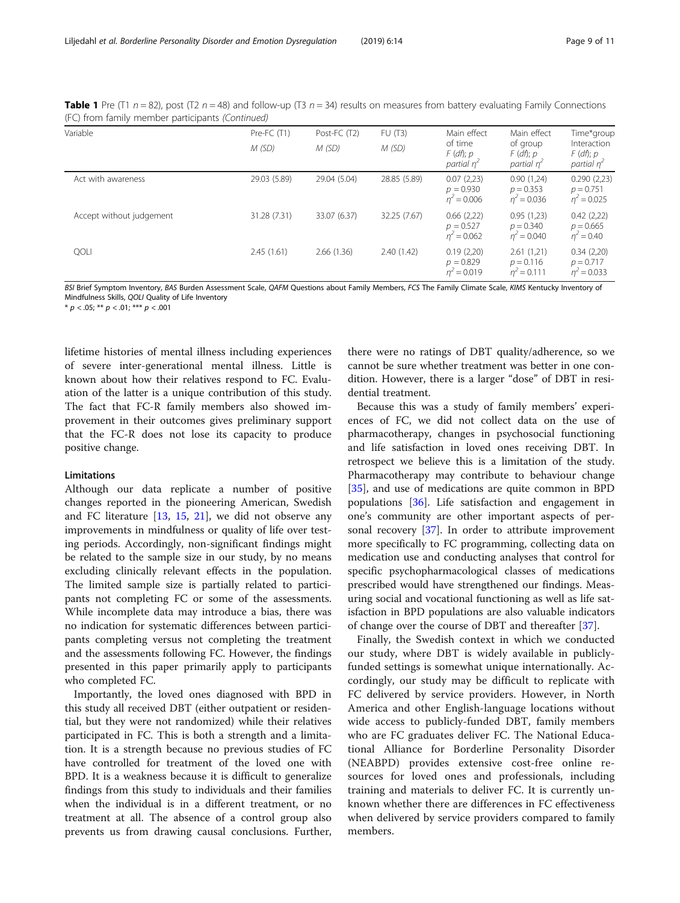**Table 1** Pre (T1 $n = 82$), post (T2 $n = 48$) and follow-up (T3 $n = 34$) results on measures from battery evaluating Family Connections (FC) from family member participants *(Continued)*

| Variable | Pre-FC (T1) *M (SD)* | Post-FC (T2) *M (SD)* | FU (T3) *M (SD)* | Main effect of time $F$ (*df*); $p$ partial $\eta^2$ | Main effect of group $F$ (*df*); $p$ partial $\eta^2$ | Time*group Interaction $F$ (*df*); $p$ partial $\eta^2$ |
|---|---|---|---|---|---|---|
| Act with awareness | 29.03 (5.89) | 29.04 (5.04) | 28.85 (5.89) | 0.07 (2,23) $p = 0.930$ $\eta^2 = 0.006$ | 0.90 (1,24) $p = 0.353$ $\eta^2 = 0.036$ | 0.290 (2,23) $p = 0.751$ $\eta^2 = 0.025$ |
| Accept without judgement | 31.28 (7.31) | 33.07 (6.37) | 32.25 (7.67) | 0.66 (2,22) $p = 0.527$ $\eta^2 = 0.062$ | 0.95 (1,23) $p = 0.340$ $\eta^2 = 0.040$ | 0.42 (2,22) $p = 0.665$ $\eta^2 = 0.40$ |
| QOLI | 2.45 (1.61) | 2.66 (1.36) | 2.40 (1.42) | 0.19 (2,20) $p = 0.829$ $\eta^2 = 0.019$ | 2.61 (1,21) $p = 0.116$ $\eta^2 = 0.111$ | 0.34 (2,20) $p = 0.717$ $\eta^2 = 0.033$ |

*BSI* Brief Symptom Inventory, *BAS* Burden Assessment Scale, *QAFM* Questions about Family Members, *FCS* The Family Climate Scale, *KIMS* Kentucky Inventory of Mindfulness Skills, *QOLI* Quality of Life Inventory

* $p < .05$; ** $p < .01$; *** $p < .001$

lifetime histories of mental illness including experiences of severe inter-generational mental illness. Little is known about how their relatives respond to FC. Evaluation of the latter is a unique contribution of this study. The fact that FC-R family members also showed improvement in their outcomes gives preliminary support that the FC-R does not lose its capacity to produce positive change.

### Limitations

Although our data replicate a number of positive changes reported in the pioneering American, Swedish and FC literature [13, 15, 21], we did not observe any improvements in mindfulness or quality of life over testing periods. Accordingly, non-significant findings might be related to the sample size in our study, by no means excluding clinically relevant effects in the population. The limited sample size is partially related to participants not completing FC or some of the assessments. While incomplete data may introduce a bias, there was no indication for systematic differences between participants completing versus not completing the treatment and the assessments following FC. However, the findings presented in this paper primarily apply to participants who completed FC.

Importantly, the loved ones diagnosed with BPD in this study all received DBT (either outpatient or residential, but they were not randomized) while their relatives participated in FC. This is both a strength and a limitation. It is a strength because no previous studies of FC have controlled for treatment of the loved one with BPD. It is a weakness because it is difficult to generalize findings from this study to individuals and their families when the individual is in a different treatment, or no treatment at all. The absence of a control group also prevents us from drawing causal conclusions. Further, there were no ratings of DBT quality/adherence, so we cannot be sure whether treatment was better in one condition. However, there is a larger "dose" of DBT in residential treatment.

Because this was a study of family members' experiences of FC, we did not collect data on the use of pharmacotherapy, changes in psychosocial functioning and life satisfaction in loved ones receiving DBT. In retrospect we believe this is a limitation of the study. Pharmacotherapy may contribute to behaviour change [35], and use of medications are quite common in BPD populations [36]. Life satisfaction and engagement in one's community are other important aspects of personal recovery [37]. In order to attribute improvement more specifically to FC programming, collecting data on medication use and conducting analyses that control for specific psychopharmacological classes of medications prescribed would have strengthened our findings. Measuring social and vocational functioning as well as life satisfaction in BPD populations are also valuable indicators of change over the course of DBT and thereafter [37].

Finally, the Swedish context in which we conducted our study, where DBT is widely available in publicly-funded settings is somewhat unique internationally. Accordingly, our study may be difficult to replicate with FC delivered by service providers. However, in North America and other English-language locations without wide access to publicly-funded DBT, family members who are FC graduates deliver FC. The National Educational Alliance for Borderline Personality Disorder (NEABPD) provides extensive cost-free online resources for loved ones and professionals, including training and materials to deliver FC. It is currently unknown whether there are differences in FC effectiveness when delivered by service providers compared to family members.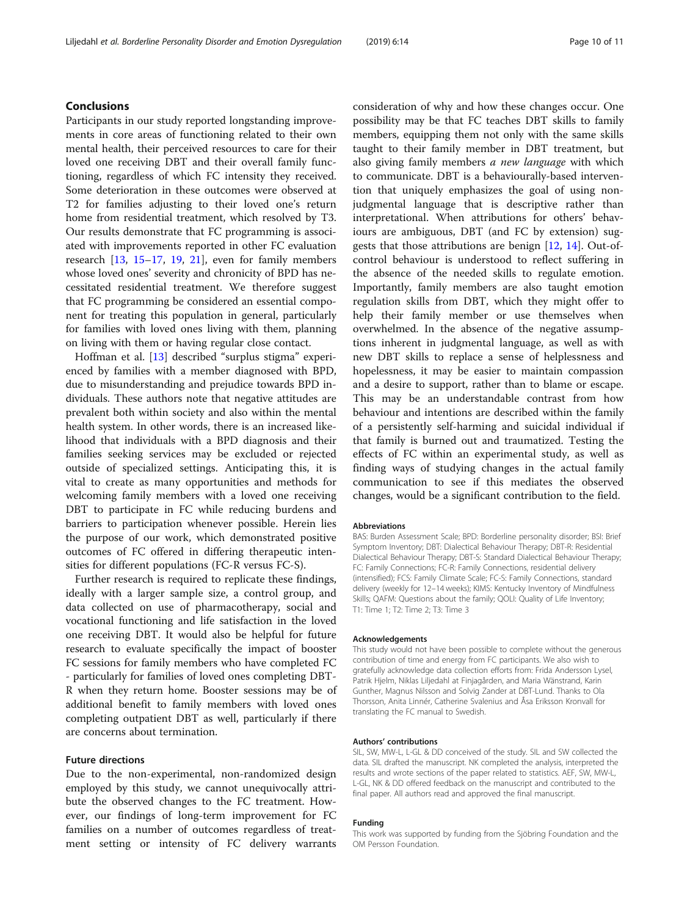## Conclusions

Participants in our study reported longstanding improvements in core areas of functioning related to their own mental health, their perceived resources to care for their loved one receiving DBT and their overall family functioning, regardless of which FC intensity they received. Some deterioration in these outcomes were observed at T2 for families adjusting to their loved one's return home from residential treatment, which resolved by T3. Our results demonstrate that FC programming is associated with improvements reported in other FC evaluation research [13, 15–17, 19, 21], even for family members whose loved ones' severity and chronicity of BPD has necessitated residential treatment. We therefore suggest that FC programming be considered an essential component for treating this population in general, particularly for families with loved ones living with them, planning on living with them or having regular close contact.

Hoffman et al. [13] described "surplus stigma" experienced by families with a member diagnosed with BPD, due to misunderstanding and prejudice towards BPD individuals. These authors note that negative attitudes are prevalent both within society and also within the mental health system. In other words, there is an increased likelihood that individuals with a BPD diagnosis and their families seeking services may be excluded or rejected outside of specialized settings. Anticipating this, it is vital to create as many opportunities and methods for welcoming family members with a loved one receiving DBT to participate in FC while reducing burdens and barriers to participation whenever possible. Herein lies the purpose of our work, which demonstrated positive outcomes of FC offered in differing therapeutic intensities for different populations (FC-R versus FC-S).

Further research is required to replicate these findings, ideally with a larger sample size, a control group, and data collected on use of pharmacotherapy, social and vocational functioning and life satisfaction in the loved one receiving DBT. It would also be helpful for future research to evaluate specifically the impact of booster FC sessions for family members who have completed FC - particularly for families of loved ones completing DBT-R when they return home. Booster sessions may be of additional benefit to family members with loved ones completing outpatient DBT as well, particularly if there are concerns about termination.

### Future directions

Due to the non-experimental, non-randomized design employed by this study, we cannot unequivocally attribute the observed changes to the FC treatment. However, our findings of long-term improvement for FC families on a number of outcomes regardless of treatment setting or intensity of FC delivery warrants consideration of why and how these changes occur. One possibility may be that FC teaches DBT skills to family members, equipping them not only with the same skills taught to their family member in DBT treatment, but also giving family members *a new language* with which to communicate. DBT is a behaviourally-based intervention that uniquely emphasizes the goal of using non-judgmental language that is descriptive rather than interpretational. When attributions for others' behaviours are ambiguous, DBT (and FC by extension) suggests that those attributions are benign [12, 14]. Out-of-control behaviour is understood to reflect suffering in the absence of the needed skills to regulate emotion. Importantly, family members are also taught emotion regulation skills from DBT, which they might offer to help their family member or use themselves when overwhelmed. In the absence of the negative assumptions inherent in judgmental language, as well as with new DBT skills to replace a sense of helplessness and hopelessness, it may be easier to maintain compassion and a desire to support, rather than to blame or escape. This may be an understandable contrast from how behaviour and intentions are described within the family of a persistently self-harming and suicidal individual if that family is burned out and traumatized. Testing the effects of FC within an experimental study, as well as finding ways of studying changes in the actual family communication to see if this mediates the observed changes, would be a significant contribution to the field.

#### Abbreviations

BAS: Burden Assessment Scale; BPD: Borderline personality disorder; BSI: Brief Symptom Inventory; DBT: Dialectical Behaviour Therapy; DBT-R: Residential Dialectical Behaviour Therapy; DBT-S: Standard Dialectical Behaviour Therapy; FC: Family Connections; FC-R: Family Connections, residential delivery (intensified); FCS: Family Climate Scale; FC-S: Family Connections, standard delivery (weekly for 12–14 weeks); KIMS: Kentucky Inventory of Mindfulness Skills; QAFM: Questions about the family; QOLI: Quality of Life Inventory; T1: Time 1; T2: Time 2; T3: Time 3

#### Acknowledgements

This study would not have been possible to complete without the generous contribution of time and energy from FC participants. We also wish to gratefully acknowledge data collection efforts from: Frida Andersson Lysel, Patrik Hjelm, Niklas Liljedahl at Finjagården, and Maria Wänstrand, Karin Gunther, Magnus Nilsson and Solvig Zander at DBT-Lund. Thanks to Ola Thorsson, Anita Linnér, Catherine Svalenius and Åsa Eriksson Kronvall for translating the FC manual to Swedish.

#### Authors' contributions

SIL, SW, MW-L, L-GL & DD conceived of the study. SIL and SW collected the data. SIL drafted the manuscript. NK completed the analysis, interpreted the results and wrote sections of the paper related to statistics. AEF, SW, MW-L, L-GL, NK & DD offered feedback on the manuscript and contributed to the final paper. All authors read and approved the final manuscript.

#### Funding

This work was supported by funding from the Sjöbring Foundation and the OM Persson Foundation.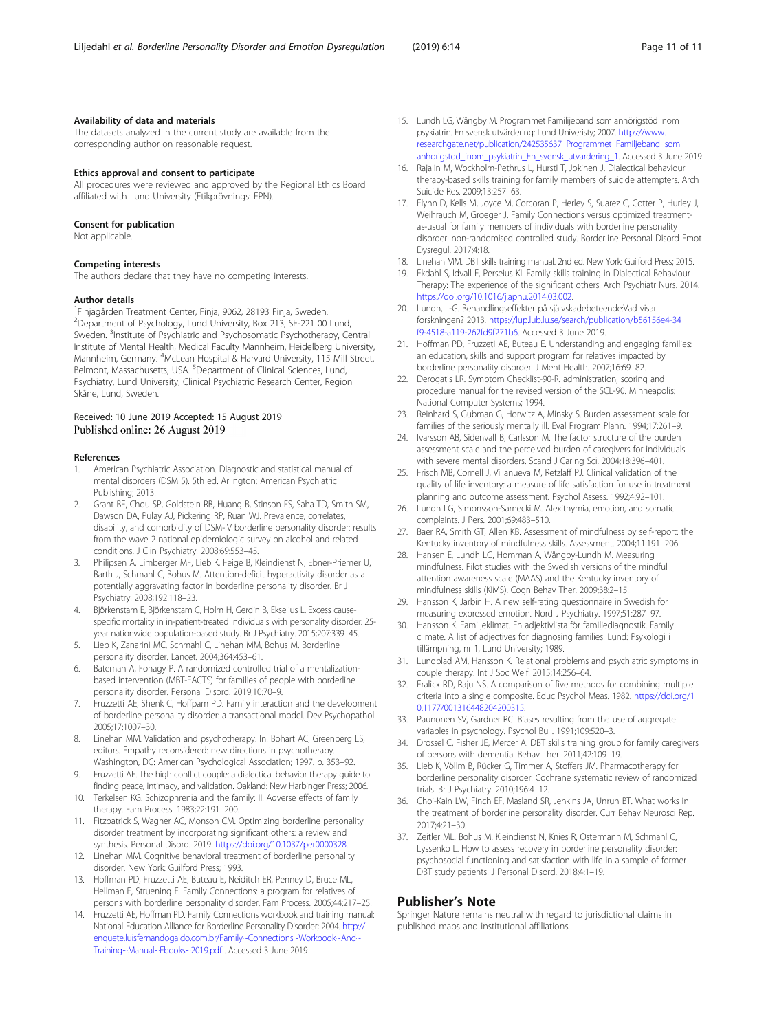#### Availability of data and materials

The datasets analyzed in the current study are available from the corresponding author on reasonable request.

#### Ethics approval and consent to participate

All procedures were reviewed and approved by the Regional Ethics Board affiliated with Lund University (Etikprövnings: EPN).

#### Consent for publication

Not applicable.

#### Competing interests

The authors declare that they have no competing interests.

#### Author details

[1]Finjagården Treatment Center, Finja, 9062, 28193 Finja, Sweden. [2]Department of Psychology, Lund University, Box 213, SE-221 00 Lund, Sweden. [3]Institute of Psychiatric and Psychosomatic Psychotherapy, Central Institute of Mental Health, Medical Faculty Mannheim, Heidelberg University, Mannheim, Germany. [4]McLean Hospital & Harvard University, 115 Mill Street, Belmont, Massachusetts, USA. [5]Department of Clinical Sciences, Lund, Psychiatry, Lund University, Clinical Psychiatric Research Center, Region Skåne, Lund, Sweden.

Received: 10 June 2019 Accepted: 15 August 2019
Published online: 26 August 2019

#### References

1. American Psychiatric Association. Diagnostic and statistical manual of mental disorders (DSM 5). 5th ed. Arlington: American Psychiatric Publishing; 2013.
2. Grant BF, Chou SP, Goldstein RB, Huang B, Stinson FS, Saha TD, Smith SM, Dawson DA, Pulay AJ, Pickering RP, Ruan WJ. Prevalence, correlates, disability, and comorbidity of DSM-IV borderline personality disorder: results from the wave 2 national epidemiologic survey on alcohol and related conditions. J Clin Psychiatry. 2008;69:553–45.
3. Philipsen A, Limberger MF, Lieb K, Feige B, Kleindienst N, Ebner-Priemer U, Barth J, Schmahl C, Bohus M. Attention-deficit hyperactivity disorder as a potentially aggravating factor in borderline personality disorder. Br J Psychiatry. 2008;192:118–23.
4. Björkenstam E, Björkenstam C, Holm H, Gerdin B, Ekselius L. Excess cause-specific mortality in in-patient-treated individuals with personality disorder: 25-year nationwide population-based study. Br J Psychiatry. 2015;207:339–45.
5. Lieb K, Zanarini MC, Schmahl C, Linehan MM, Bohus M. Borderline personality disorder. Lancet. 2004;364:453–61.
6. Bateman A, Fonagy P. A randomized controlled trial of a mentalization-based intervention (MBT-FACTS) for families of people with borderline personality disorder. Personal Disord. 2019;10:70–9.
7. Fruzzetti AE, Shenk C, Hoffpam PD. Family interaction and the development of borderline personality disorder: a transactional model. Dev Psychopathol. 2005;17:1007–30.
8. Linehan MM. Validation and psychotherapy. In: Bohart AC, Greenberg LS, editors. Empathy reconsidered: new directions in psychotherapy. Washington, DC: American Psychological Association; 1997. p. 353–92.
9. Fruzzetti AE. The high conflict couple: a dialectical behavior therapy guide to finding peace, intimacy, and validation. Oakland: New Harbinger Press; 2006.
10. Terkelsen KG. Schizophrenia and the family: II. Adverse effects of family therapy. Fam Process. 1983;22:191–200.
11. Fitzpatrick S, Wagner AC, Monson CM. Optimizing borderline personality disorder treatment by incorporating significant others: a review and synthesis. Personal Disord. 2019. https://doi.org/10.1037/per0000328.
12. Linehan MM. Cognitive behavioral treatment of borderline personality disorder. New York: Guilford Press; 1993.
13. Hoffman PD, Fruzzetti AE, Buteau E, Neiditch ER, Penney D, Bruce ML, Hellman F, Struening E. Family Connections: a program for relatives of persons with borderline personality disorder. Fam Process. 2005;44:217–25.
14. Fruzzetti AE, Hoffman PD. Family Connections workbook and training manual: National Education Alliance for Borderline Personality Disorder; 2004. http://enquete.luisfernandogaido.com.br/Family~Connections~Workbook~And~Training~Manual~Ebooks~2019.pdf . Accessed 3 June 2019
15. Lundh LG, Wångby M. Programmet Familjeband som anhörigstöd inom psykiatrin. En svensk utvärdering: Lund Univeristy; 2007. https://www.researchgate.net/publication/242535637_Programmet_Familjeband_som_anhorigstod_inom_psykiatrin_En_svensk_utvardering_1. Accessed 3 June 2019
16. Rajalin M, Wockholm-Pethrus L, Hursti T, Jokinen J. Dialectical behaviour therapy-based skills training for family members of suicide attempters. Arch Suicide Res. 2009;13:257–63.
17. Flynn D, Kells M, Joyce M, Corcoran P, Herley S, Suarez C, Cotter P, Hurley J, Weihrauch M, Groeger J. Family Connections versus optimized treatment-as-usual for family members of individuals with borderline personality disorder: non-randomised controlled study. Borderline Personal Disord Emot Dysregul. 2017;4:18.
18. Linehan MM. DBT skills training manual. 2nd ed. New York: Guilford Press; 2015.
19. Ekdahl S, Idvall E, Perseius KI. Family skills training in Dialectical Behaviour Therapy: The experience of the significant others. Arch Psychiatr Nurs. 2014. https://doi.org/10.1016/j.apnu.2014.03.002.
20. Lundh, L-G. Behandlingseffekter på självskadebeteende:Vad visar forskningen? 2013. https://lup.lub.lu.se/search/publication/b56156e4-34f9-4518-a119-262fd9f271b6. Accessed 3 June 2019.
21. Hoffman PD, Fruzzeti AE, Buteau E. Understanding and engaging families: an education, skills and support program for relatives impacted by borderline personality disorder. J Ment Health. 2007;16:69–82.
22. Derogatis LR. Symptom Checklist-90-R. administration, scoring and procedure manual for the revised version of the SCL-90. Minneapolis: National Computer Systems; 1994.
23. Reinhard S, Gubman G, Horwitz A, Minsky S. Burden assessment scale for families of the seriously mentally ill. Eval Program Plann. 1994;17:261–9.
24. Ivarsson AB, Sidenvall B, Carlsson M. The factor structure of the burden assessment scale and the perceived burden of caregivers for individuals with severe mental disorders. Scand J Caring Sci. 2004;18:396–401.
25. Frisch MB, Cornell J, Villanueva M, Retzlaff PJ. Clinical validation of the quality of life inventory: a measure of life satisfaction for use in treatment planning and outcome assessment. Psychol Assess. 1992;4:92–101.
26. Lundh LG, Simonsson-Sarnecki M. Alexithymia, emotion, and somatic complaints. J Pers. 2001;69:483–510.
27. Baer RA, Smith GT, Allen KB. Assessment of mindfulness by self-report: the Kentucky inventory of mindfulness skills. Assessment. 2004;11:191–206.
28. Hansen E, Lundh LG, Homman A, Wångby-Lundh M. Measuring mindfulness. Pilot studies with the Swedish versions of the mindful attention awareness scale (MAAS) and the Kentucky inventory of mindfulness skills (KIMS). Cogn Behav Ther. 2009;38:2–15.
29. Hansson K, Jarbin H. A new self-rating questionnaire in Swedish for measuring expressed emotion. Nord J Psychiatry. 1997;51:287–97.
30. Hansson K. Familjeklimat. En adjektivlista för familjediagnostik. Family climate. A list of adjectives for diagnosing families. Lund: Psykologi i tillämpning, nr 1, Lund University; 1989.
31. Lundblad AM, Hansson K. Relational problems and psychiatric symptoms in couple therapy. Int J Soc Welf. 2015;14:256–64.
32. Fralicx RD, Raju NS. A comparison of five methods for combining multiple criteria into a single composite. Educ Psychol Meas. 1982. https://doi.org/10.1177/001316448204200315.
33. Paunonen SV, Gardner RC. Biases resulting from the use of aggregate variables in psychology. Psychol Bull. 1991;109:520–3.
34. Drossel C, Fisher JE, Mercer A. DBT skills training group for family caregivers of persons with dementia. Behav Ther. 2011;42:109–19.
35. Lieb K, Völlm B, Rücker G, Timmer A, Stoffers JM. Pharmacotherapy for borderline personality disorder: Cochrane systematic review of randomized trials. Br J Psychiatry. 2010;196:4–12.
36. Choi-Kain LW, Finch EF, Masland SR, Jenkins JA, Unruh BT. What works in the treatment of borderline personality disorder. Curr Behav Neurosci Rep. 2017;4:21–30.
37. Zeitler ML, Bohus M, Kleindienst N, Knies R, Ostermann M, Schmahl C, Lyssenko L. How to assess recovery in borderline personality disorder: psychosocial functioning and satisfaction with life in a sample of former DBT study patients. J Personal Disord. 2018;4:1–19.

## Publisher's Note

Springer Nature remains neutral with regard to jurisdictional claims in published maps and institutional affiliations.